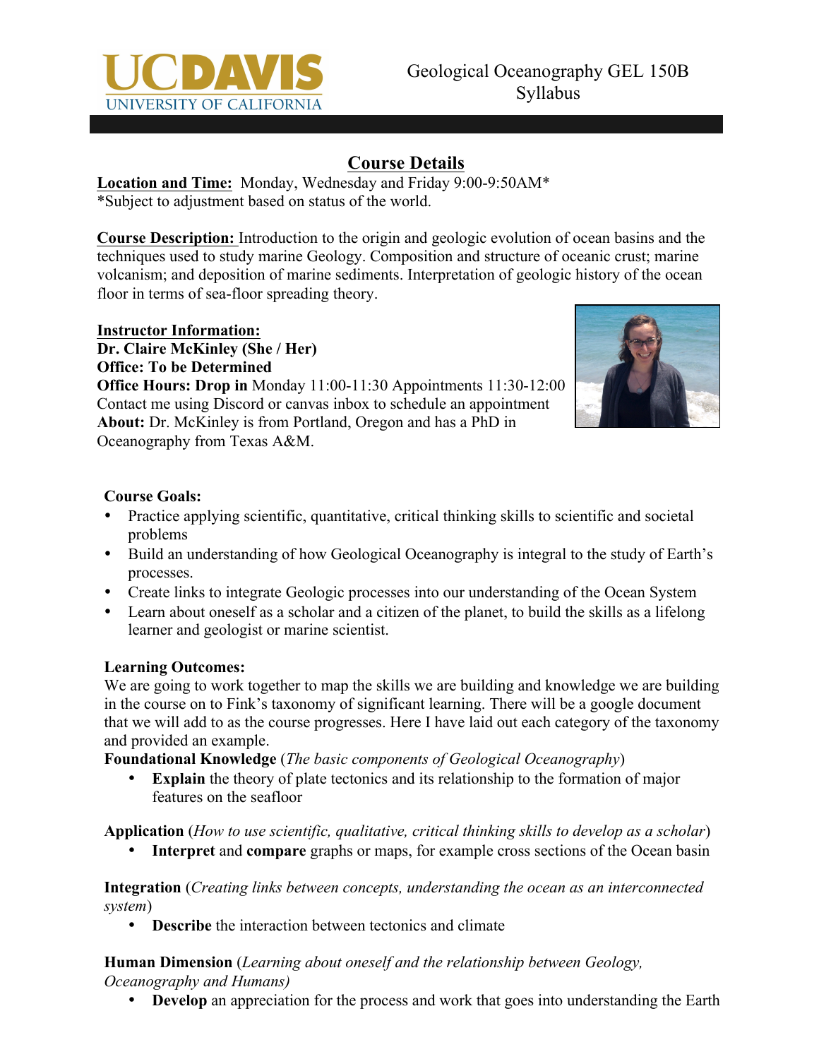# Geological Oceanography GEL 150B Syllabus

## Course Details

**Location and Time:** Monday, Wednesday and Friday 9:00-9:50AM*
*Subject to adjustment based on status of the world.

**Course Description:** Introduction to the origin and geologic evolution of ocean basins and the techniques used to study marine Geology. Composition and structure of oceanic crust; marine volcanism; and deposition of marine sediments. Interpretation of geologic history of the ocean floor in terms of sea-floor spreading theory.

**Instructor Information:**
**Dr. Claire McKinley (She / Her)**
**Office: To be Determined**
**Office Hours: Drop in** Monday 11:00-11:30 Appointments 11:30-12:00
Contact me using Discord or canvas inbox to schedule an appointment
**About:** Dr. McKinley is from Portland, Oregon and has a PhD in Oceanography from Texas A&M.

**Course Goals:**

- Practice applying scientific, quantitative, critical thinking skills to scientific and societal problems
- Build an understanding of how Geological Oceanography is integral to the study of Earth's processes.
- Create links to integrate Geologic processes into our understanding of the Ocean System
- Learn about oneself as a scholar and a citizen of the planet, to build the skills as a lifelong learner and geologist or marine scientist.

**Learning Outcomes:**
We are going to work together to map the skills we are building and knowledge we are building in the course on to Fink's taxonomy of significant learning. There will be a google document that we will add to as the course progresses. Here I have laid out each category of the taxonomy and provided an example.

**Foundational Knowledge** (*The basic components of Geological Oceanography*)

- **Explain** the theory of plate tectonics and its relationship to the formation of major features on the seafloor

**Application** (*How to use scientific, qualitative, critical thinking skills to develop as a scholar*)

- **Interpret** and **compare** graphs or maps, for example cross sections of the Ocean basin

**Integration** (*Creating links between concepts, understanding the ocean as an interconnected system*)

- **Describe** the interaction between tectonics and climate

**Human Dimension** (*Learning about oneself and the relationship between Geology, Oceanography and Humans)*

- **Develop** an appreciation for the process and work that goes into understanding the Earth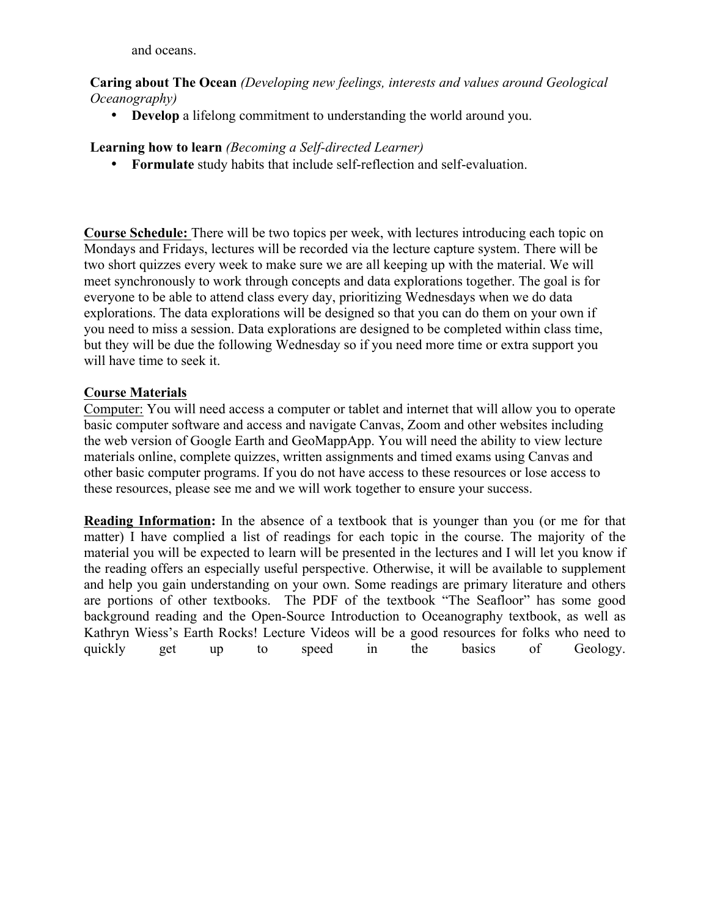and oceans.

**Caring about The Ocean** *(Developing new feelings, interests and values around Geological Oceanography)*

- **Develop** a lifelong commitment to understanding the world around you.

**Learning how to learn** *(Becoming a Self-directed Learner)*

- **Formulate** study habits that include self-reflection and self-evaluation.

**Course Schedule:** There will be two topics per week, with lectures introducing each topic on Mondays and Fridays, lectures will be recorded via the lecture capture system. There will be two short quizzes every week to make sure we are all keeping up with the material. We will meet synchronously to work through concepts and data explorations together. The goal is for everyone to be able to attend class every day, prioritizing Wednesdays when we do data explorations. The data explorations will be designed so that you can do them on your own if you need to miss a session. Data explorations are designed to be completed within class time, but they will be due the following Wednesday so if you need more time or extra support you will have time to seek it.

**Course Materials**

Computer: You will need access a computer or tablet and internet that will allow you to operate basic computer software and access and navigate Canvas, Zoom and other websites including the web version of Google Earth and GeoMappApp. You will need the ability to view lecture materials online, complete quizzes, written assignments and timed exams using Canvas and other basic computer programs. If you do not have access to these resources or lose access to these resources, please see me and we will work together to ensure your success.

**Reading Information:** In the absence of a textbook that is younger than you (or me for that matter) I have complied a list of readings for each topic in the course. The majority of the material you will be expected to learn will be presented in the lectures and I will let you know if the reading offers an especially useful perspective. Otherwise, it will be available to supplement and help you gain understanding on your own. Some readings are primary literature and others are portions of other textbooks. The PDF of the textbook "The Seafloor" has some good background reading and the Open-Source Introduction to Oceanography textbook, as well as Kathryn Wiess's Earth Rocks! Lecture Videos will be a good resources for folks who need to quickly get up to speed in the basics of Geology.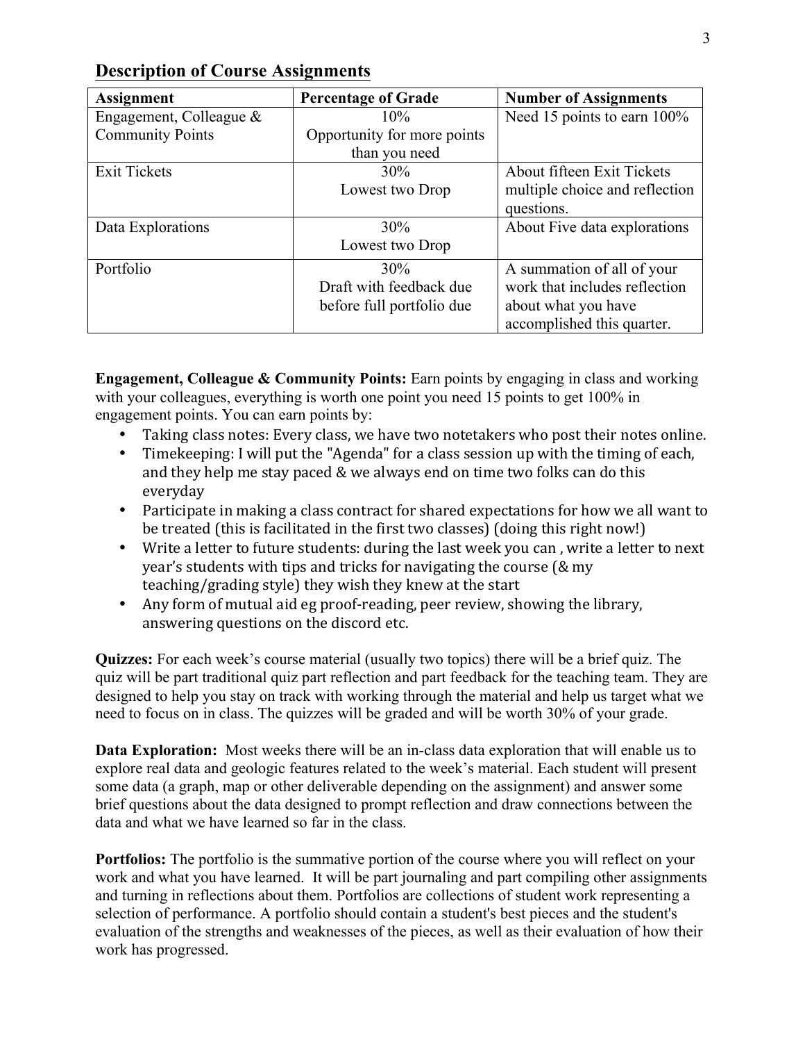## Description of Course Assignments

| Assignment | Percentage of Grade | Number of Assignments |
|---|---|---|
| Engagement, Colleague & Community Points | 10% Opportunity for more points than you need | Need 15 points to earn 100% |
| Exit Tickets | 30% Lowest two Drop | About fifteen Exit Tickets multiple choice and reflection questions. |
| Data Explorations | 30% Lowest two Drop | About Five data explorations |
| Portfolio | 30% Draft with feedback due before full portfolio due | A summation of all of your work that includes reflection about what you have accomplished this quarter. |

**Engagement, Colleague & Community Points:** Earn points by engaging in class and working with your colleagues, everything is worth one point you need 15 points to get 100% in engagement points. You can earn points by:

- Taking class notes: Every class, we have two notetakers who post their notes online.
- Timekeeping: I will put the "Agenda" for a class session up with the timing of each, and they help me stay paced & we always end on time two folks can do this everyday
- Participate in making a class contract for shared expectations for how we all want to be treated (this is facilitated in the first two classes) (doing this right now!)
- Write a letter to future students: during the last week you can , write a letter to next year's students with tips and tricks for navigating the course (& my teaching/grading style) they wish they knew at the start
- Any form of mutual aid eg proof-reading, peer review, showing the library, answering questions on the discord etc.

**Quizzes:** For each week's course material (usually two topics) there will be a brief quiz. The quiz will be part traditional quiz part reflection and part feedback for the teaching team. They are designed to help you stay on track with working through the material and help us target what we need to focus on in class. The quizzes will be graded and will be worth 30% of your grade.

**Data Exploration:** Most weeks there will be an in-class data exploration that will enable us to explore real data and geologic features related to the week's material. Each student will present some data (a graph, map or other deliverable depending on the assignment) and answer some brief questions about the data designed to prompt reflection and draw connections between the data and what we have learned so far in the class.

**Portfolios:** The portfolio is the summative portion of the course where you will reflect on your work and what you have learned. It will be part journaling and part compiling other assignments and turning in reflections about them. Portfolios are collections of student work representing a selection of performance. A portfolio should contain a student's best pieces and the student's evaluation of the strengths and weaknesses of the pieces, as well as their evaluation of how their work has progressed.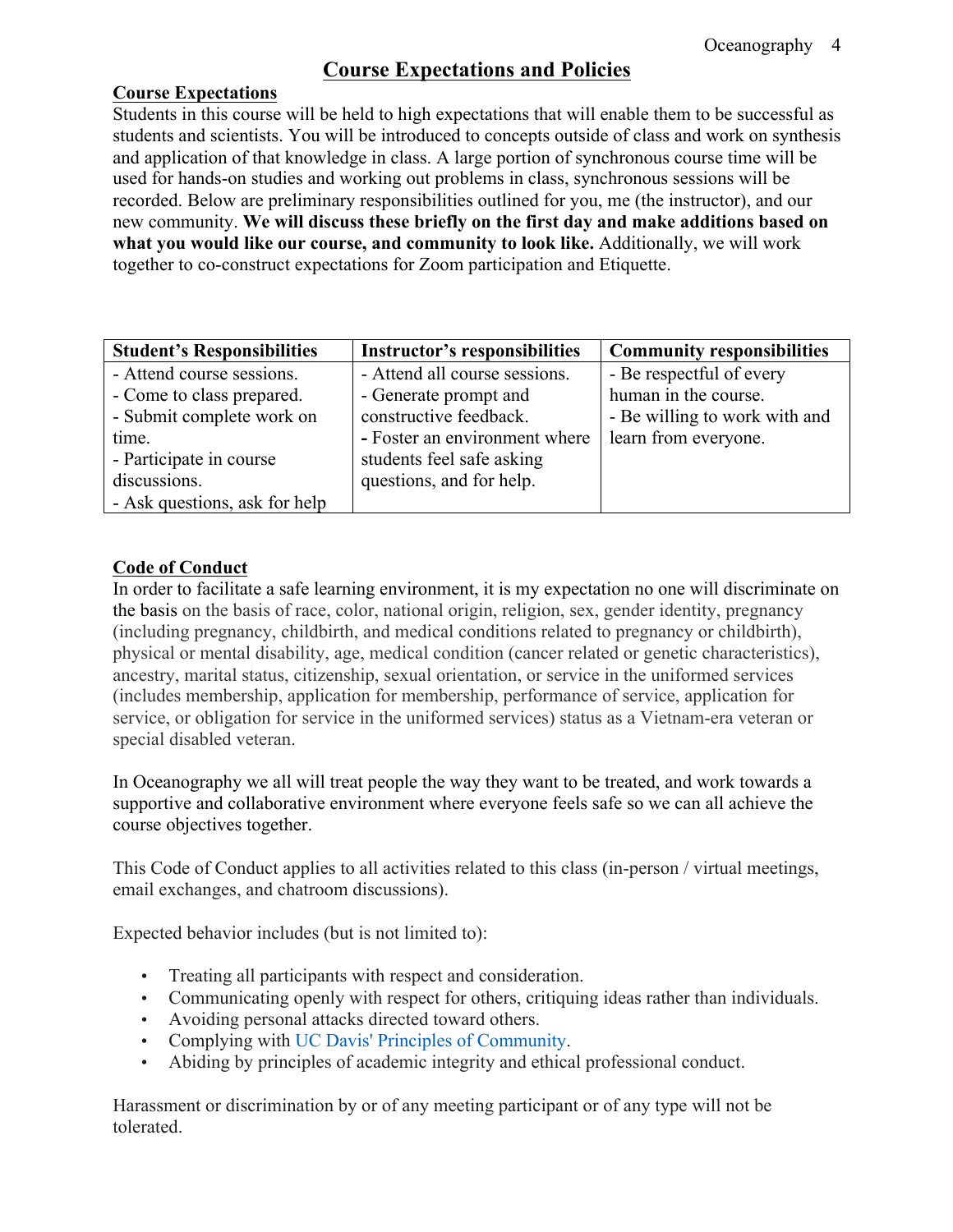# Course Expectations and Policies

## Course Expectations

Students in this course will be held to high expectations that will enable them to be successful as students and scientists. You will be introduced to concepts outside of class and work on synthesis and application of that knowledge in class. A large portion of synchronous course time will be used for hands-on studies and working out problems in class, synchronous sessions will be recorded. Below are preliminary responsibilities outlined for you, me (the instructor), and our new community. **We will discuss these briefly on the first day and make additions based on what you would like our course, and community to look like.** Additionally, we will work together to co-construct expectations for Zoom participation and Etiquette.

| Student's Responsibilities | Instructor's responsibilities | Community responsibilities |
|---|---|---|
| - Attend course sessions.<br>- Come to class prepared.<br>- Submit complete work on time.<br>- Participate in course discussions.<br>- Ask questions, ask for help | - Attend all course sessions.<br>- Generate prompt and constructive feedback.<br>- Foster an environment where students feel safe asking questions, and for help. | - Be respectful of every human in the course.<br>- Be willing to work with and learn from everyone. |

## Code of Conduct

In order to facilitate a safe learning environment, it is my expectation no one will discriminate on the basis on the basis of race, color, national origin, religion, sex, gender identity, pregnancy (including pregnancy, childbirth, and medical conditions related to pregnancy or childbirth), physical or mental disability, age, medical condition (cancer related or genetic characteristics), ancestry, marital status, citizenship, sexual orientation, or service in the uniformed services (includes membership, application for membership, performance of service, application for service, or obligation for service in the uniformed services) status as a Vietnam-era veteran or special disabled veteran.

In Oceanography we all will treat people the way they want to be treated, and work towards a supportive and collaborative environment where everyone feels safe so we can all achieve the course objectives together.

This Code of Conduct applies to all activities related to this class (in-person / virtual meetings, email exchanges, and chatroom discussions).

Expected behavior includes (but is not limited to):

- Treating all participants with respect and consideration.
- Communicating openly with respect for others, critiquing ideas rather than individuals.
- Avoiding personal attacks directed toward others.
- Complying with UC Davis' Principles of Community.
- Abiding by principles of academic integrity and ethical professional conduct.

Harassment or discrimination by or of any meeting participant or of any type will not be tolerated.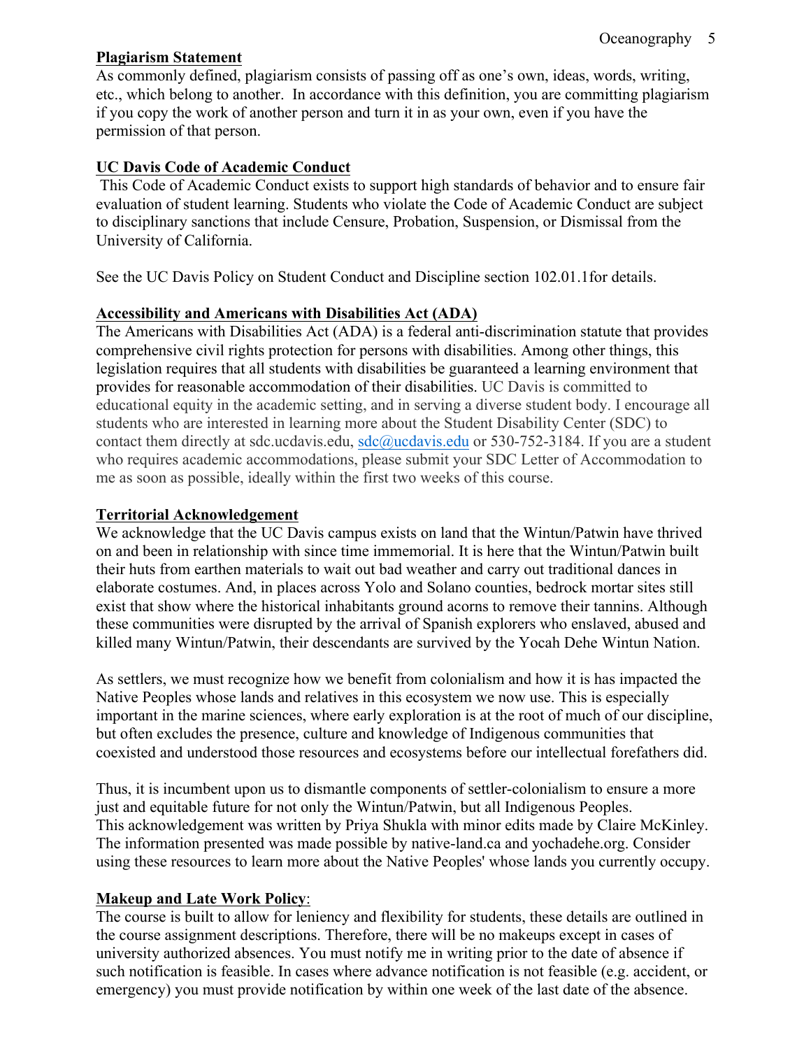## Plagiarism Statement

As commonly defined, plagiarism consists of passing off as one's own, ideas, words, writing, etc., which belong to another. In accordance with this definition, you are committing plagiarism if you copy the work of another person and turn it in as your own, even if you have the permission of that person.

## UC Davis Code of Academic Conduct

This Code of Academic Conduct exists to support high standards of behavior and to ensure fair evaluation of student learning. Students who violate the Code of Academic Conduct are subject to disciplinary sanctions that include Censure, Probation, Suspension, or Dismissal from the University of California.

See the UC Davis Policy on Student Conduct and Discipline section 102.01.1for details.

## Accessibility and Americans with Disabilities Act (ADA)

The Americans with Disabilities Act (ADA) is a federal anti-discrimination statute that provides comprehensive civil rights protection for persons with disabilities. Among other things, this legislation requires that all students with disabilities be guaranteed a learning environment that provides for reasonable accommodation of their disabilities. UC Davis is committed to educational equity in the academic setting, and in serving a diverse student body. I encourage all students who are interested in learning more about the Student Disability Center (SDC) to contact them directly at sdc.ucdavis.edu, sdc@ucdavis.edu or 530-752-3184. If you are a student who requires academic accommodations, please submit your SDC Letter of Accommodation to me as soon as possible, ideally within the first two weeks of this course.

## Territorial Acknowledgement

We acknowledge that the UC Davis campus exists on land that the Wintun/Patwin have thrived on and been in relationship with since time immemorial. It is here that the Wintun/Patwin built their huts from earthen materials to wait out bad weather and carry out traditional dances in elaborate costumes. And, in places across Yolo and Solano counties, bedrock mortar sites still exist that show where the historical inhabitants ground acorns to remove their tannins. Although these communities were disrupted by the arrival of Spanish explorers who enslaved, abused and killed many Wintun/Patwin, their descendants are survived by the Yocah Dehe Wintun Nation.

As settlers, we must recognize how we benefit from colonialism and how it is has impacted the Native Peoples whose lands and relatives in this ecosystem we now use. This is especially important in the marine sciences, where early exploration is at the root of much of our discipline, but often excludes the presence, culture and knowledge of Indigenous communities that coexisted and understood those resources and ecosystems before our intellectual forefathers did.

Thus, it is incumbent upon us to dismantle components of settler-colonialism to ensure a more just and equitable future for not only the Wintun/Patwin, but all Indigenous Peoples.
This acknowledgement was written by Priya Shukla with minor edits made by Claire McKinley. The information presented was made possible by native-land.ca and yochadehe.org. Consider using these resources to learn more about the Native Peoples' whose lands you currently occupy.

## Makeup and Late Work Policy:

The course is built to allow for leniency and flexibility for students, these details are outlined in the course assignment descriptions. Therefore, there will be no makeups except in cases of university authorized absences. You must notify me in writing prior to the date of absence if such notification is feasible. In cases where advance notification is not feasible (e.g. accident, or emergency) you must provide notification by within one week of the last date of the absence.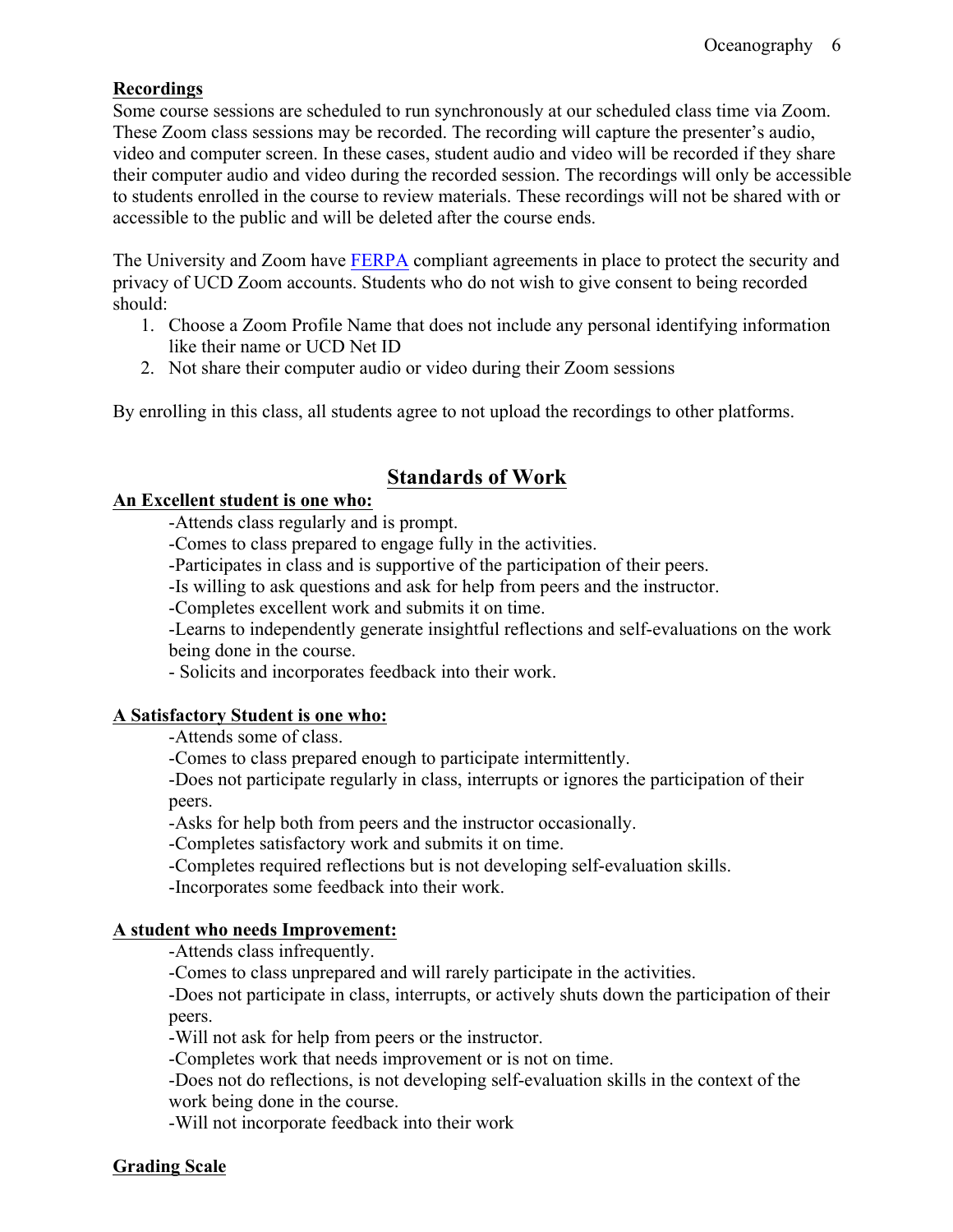**Recordings**

Some course sessions are scheduled to run synchronously at our scheduled class time via Zoom. These Zoom class sessions may be recorded. The recording will capture the presenter's audio, video and computer screen. In these cases, student audio and video will be recorded if they share their computer audio and video during the recorded session. The recordings will only be accessible to students enrolled in the course to review materials. These recordings will not be shared with or accessible to the public and will be deleted after the course ends.

The University and Zoom have FERPA compliant agreements in place to protect the security and privacy of UCD Zoom accounts. Students who do not wish to give consent to being recorded should:

1. Choose a Zoom Profile Name that does not include any personal identifying information like their name or UCD Net ID
2. Not share their computer audio or video during their Zoom sessions

By enrolling in this class, all students agree to not upload the recordings to other platforms.

## Standards of Work

**An Excellent student is one who:**

-Attends class regularly and is prompt.
-Comes to class prepared to engage fully in the activities.
-Participates in class and is supportive of the participation of their peers.
-Is willing to ask questions and ask for help from peers and the instructor.
-Completes excellent work and submits it on time.
-Learns to independently generate insightful reflections and self-evaluations on the work being done in the course.
- Solicits and incorporates feedback into their work.

**A Satisfactory Student is one who:**

-Attends some of class.
-Comes to class prepared enough to participate intermittently.
-Does not participate regularly in class, interrupts or ignores the participation of their peers.
-Asks for help both from peers and the instructor occasionally.
-Completes satisfactory work and submits it on time.
-Completes required reflections but is not developing self-evaluation skills.
-Incorporates some feedback into their work.

**A student who needs Improvement:**

-Attends class infrequently.
-Comes to class unprepared and will rarely participate in the activities.
-Does not participate in class, interrupts, or actively shuts down the participation of their peers.
-Will not ask for help from peers or the instructor.
-Completes work that needs improvement or is not on time.
-Does not do reflections, is not developing self-evaluation skills in the context of the work being done in the course.
-Will not incorporate feedback into their work

**Grading Scale**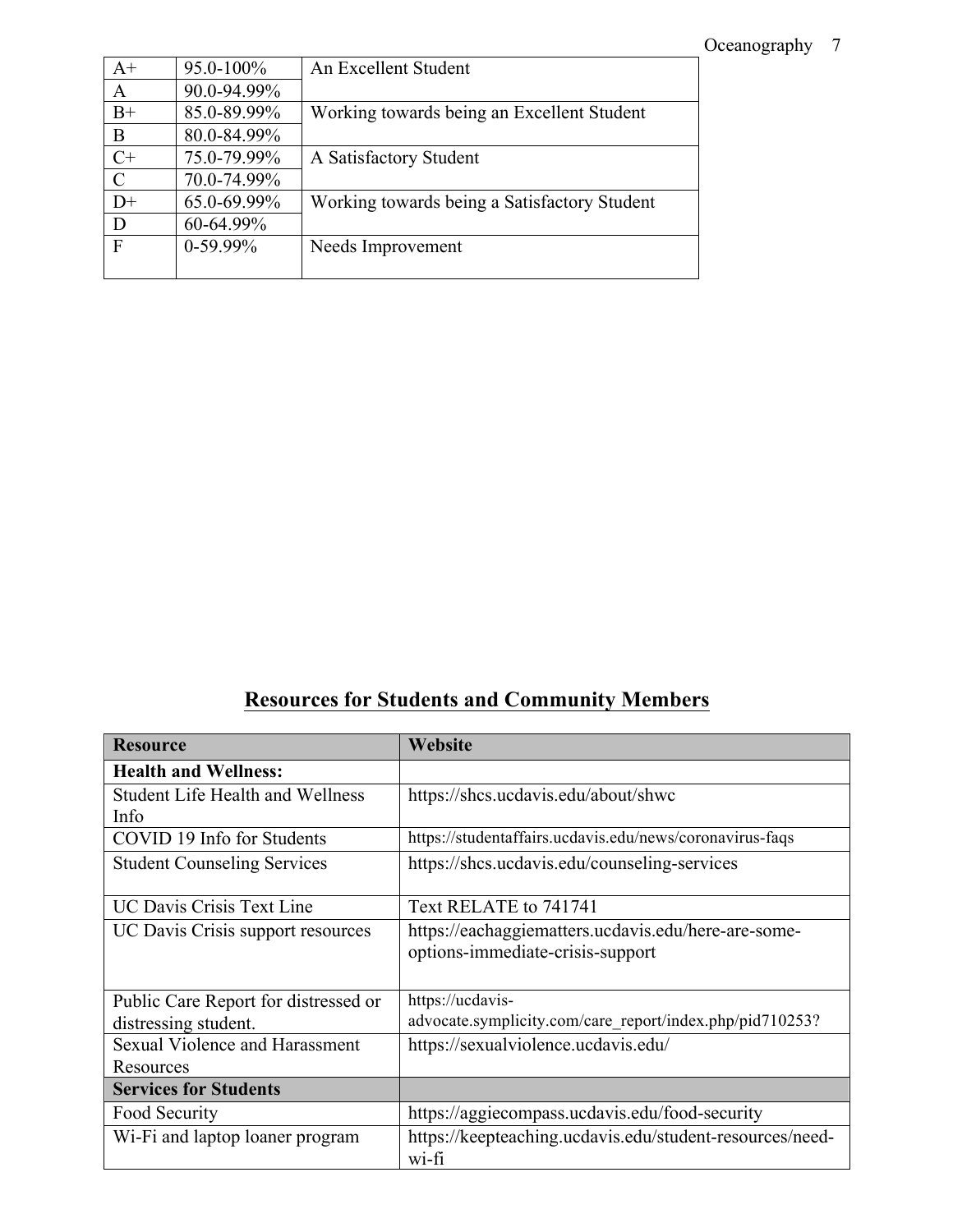| | | |
|---|---|---|
| A+ | 95.0-100% | An Excellent Student |
| A | 90.0-94.99% | |
| B+ | 85.0-89.99% | Working towards being an Excellent Student |
| B | 80.0-84.99% | |
| C+ | 75.0-79.99% | A Satisfactory Student |
| C | 70.0-74.99% | |
| D+ | 65.0-69.99% | Working towards being a Satisfactory Student |
| D | 60-64.99% | |
| F | 0-59.99% | Needs Improvement |

## Resources for Students and Community Members

| Resource | Website |
|---|---|
| **Health and Wellness:** | |
| Student Life Health and Wellness Info | https://shcs.ucdavis.edu/about/shwc |
| COVID 19 Info for Students | https://studentaffairs.ucdavis.edu/news/coronavirus-faqs |
| Student Counseling Services | https://shcs.ucdavis.edu/counseling-services |
| UC Davis Crisis Text Line | Text RELATE to 741741 |
| UC Davis Crisis support resources | https://eachaggiematters.ucdavis.edu/here-are-some-options-immediate-crisis-support |
| Public Care Report for distressed or distressing student. | https://ucdavis-advocate.symplicity.com/care_report/index.php/pid710253? |
| Sexual Violence and Harassment Resources | https://sexualviolence.ucdavis.edu/ |
| **Services for Students** | |
| Food Security | https://aggiecompass.ucdavis.edu/food-security |
| Wi-Fi and laptop loaner program | https://keepteaching.ucdavis.edu/student-resources/need-wi-fi |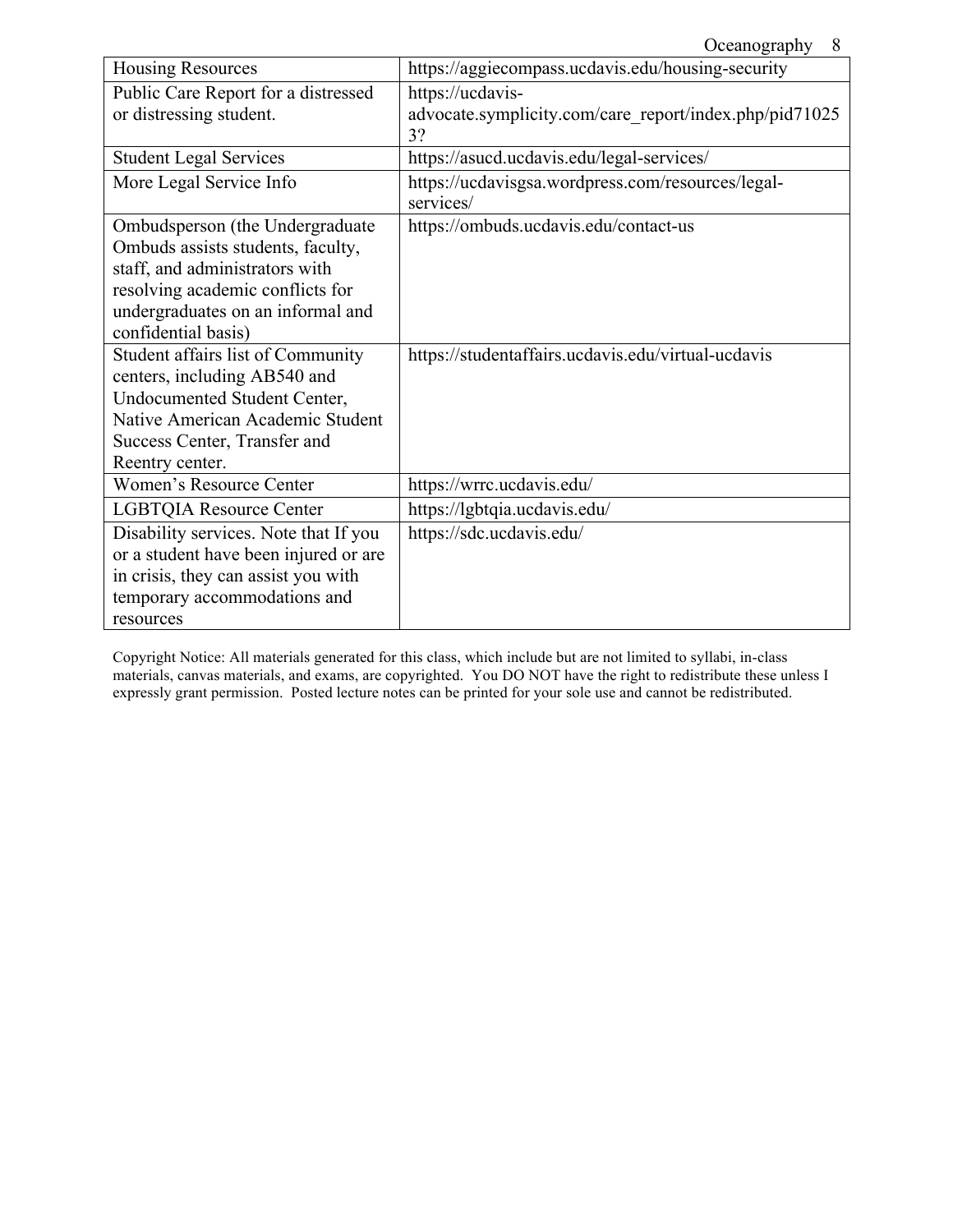| | |
|---|---|
| Housing Resources | https://aggiecompass.ucdavis.edu/housing-security |
| Public Care Report for a distressed or distressing student. | https://ucdavis-advocate.symplicity.com/care_report/index.php/pid710253? |
| Student Legal Services | https://asucd.ucdavis.edu/legal-services/ |
| More Legal Service Info | https://ucdavisgsa.wordpress.com/resources/legal-services/ |
| Ombudsperson (the Undergraduate Ombuds assists students, faculty, staff, and administrators with resolving academic conflicts for undergraduates on an informal and confidential basis) | https://ombuds.ucdavis.edu/contact-us |
| Student affairs list of Community centers, including AB540 and Undocumented Student Center, Native American Academic Student Success Center, Transfer and Reentry center. | https://studentaffairs.ucdavis.edu/virtual-ucdavis |
| Women's Resource Center | https://wrrc.ucdavis.edu/ |
| LGBTQIA Resource Center | https://lgbtqia.ucdavis.edu/ |
| Disability services. Note that If you or a student have been injured or are in crisis, they can assist you with temporary accommodations and resources | https://sdc.ucdavis.edu/ |

Copyright Notice: All materials generated for this class, which include but are not limited to syllabi, in-class materials, canvas materials, and exams, are copyrighted. You DO NOT have the right to redistribute these unless I expressly grant permission. Posted lecture notes can be printed for your sole use and cannot be redistributed.